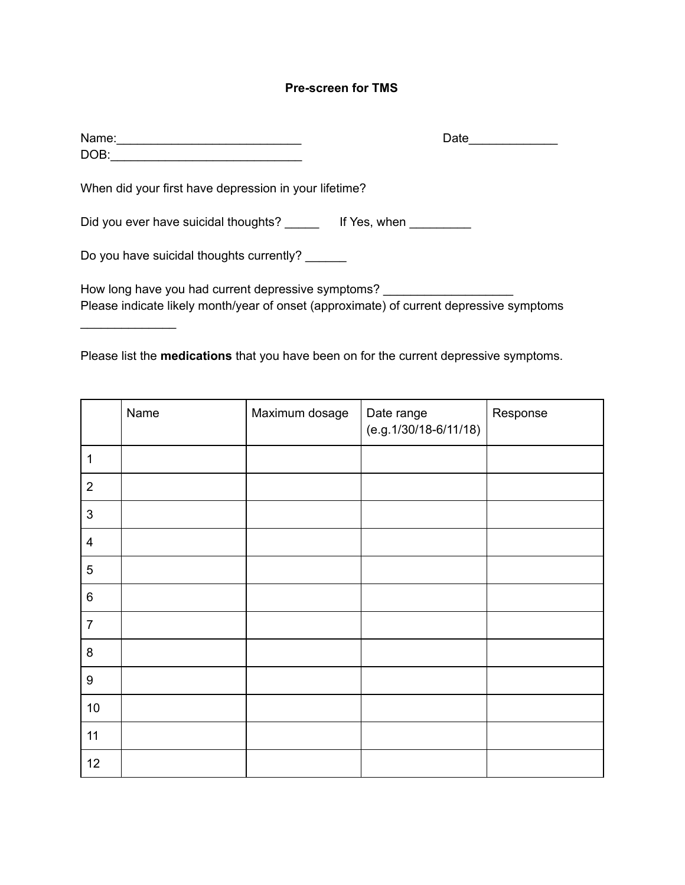# Pre-screen for TMS

Name:___________________________ Date_____________

DOB:_____________________________

When did your first have depression in your lifetime?

Did you ever have suicidal thoughts? _____ If Yes, when _________

Do you have suicidal thoughts currently? ______

How long have you had current depressive symptoms? ___________________

Please indicate likely month/year of onset (approximate) of current depressive symptoms ______________

Please list the **medications** that you have been on for the current depressive symptoms.

| | Name | Maximum dosage | Date range (e.g.1/30/18-6/11/18) | Response |
|---|---|---|---|---|
| 1 | | | | |
| 2 | | | | |
| 3 | | | | |
| 4 | | | | |
| 5 | | | | |
| 6 | | | | |
| 7 | | | | |
| 8 | | | | |
| 9 | | | | |
| 10 | | | | |
| 11 | | | | |
| 12 | | | | |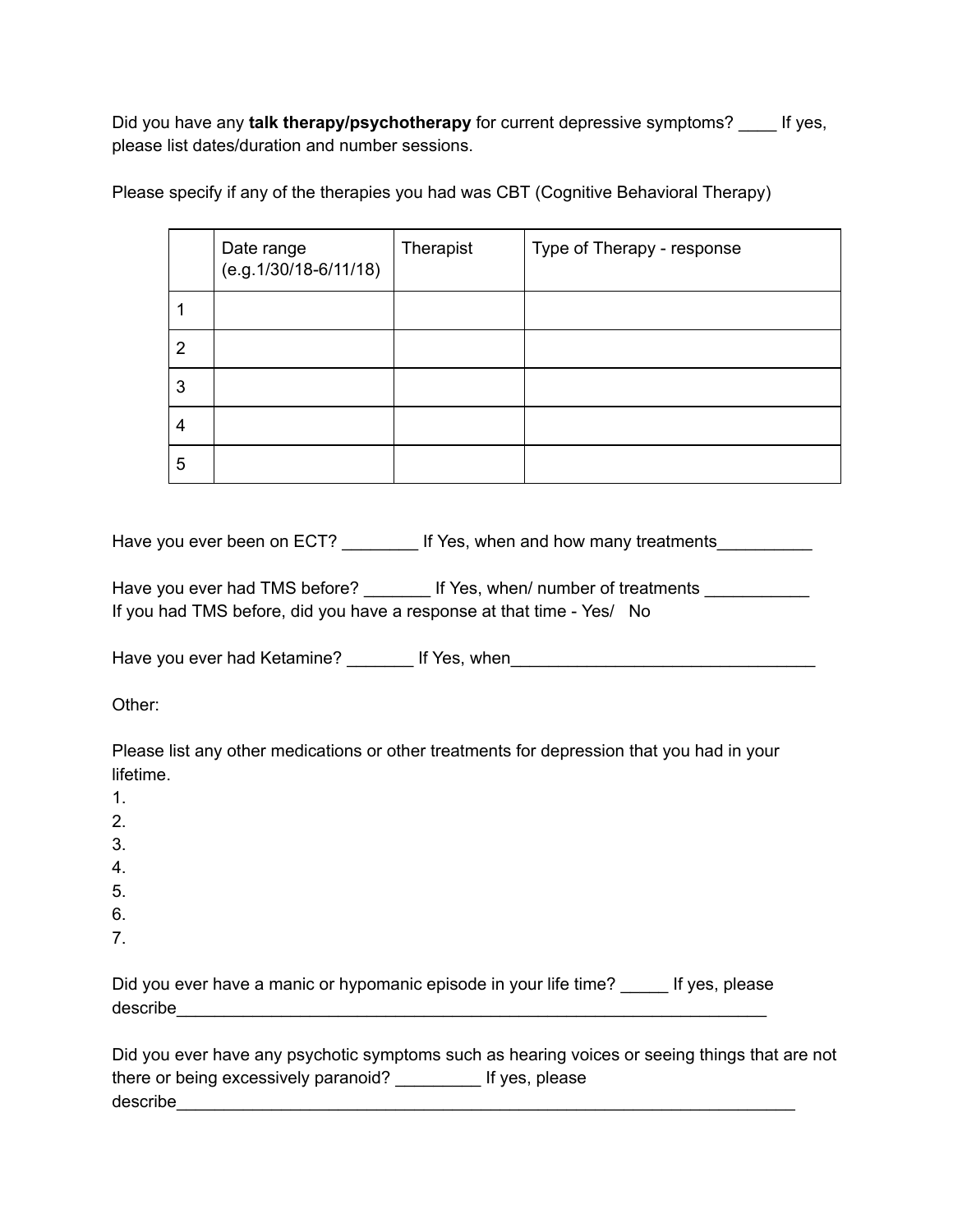Did you have any **talk therapy/psychotherapy** for current depressive symptoms? ____ If yes, please list dates/duration and number sessions.

Please specify if any of the therapies you had was CBT (Cognitive Behavioral Therapy)

| | Date range (e.g.1/30/18-6/11/18) | Therapist | Type of Therapy - response |
|---|---|---|---|
| 1 | | | |
| 2 | | | |
| 3 | | | |
| 4 | | | |
| 5 | | | |

Have you ever been on ECT? ________ If Yes, when and how many treatments__________

Have you ever had TMS before? _______ If Yes, when/ number of treatments ___________
If you had TMS before, did you have a response at that time - Yes/ No

Have you ever had Ketamine? _______ If Yes, when_________________________________

Other:

Please list any other medications or other treatments for depression that you had in your lifetime.

1.
2.
3.
4.
5.
6.
7.

Did you ever have a manic or hypomanic episode in your life time? _____ If yes, please describe_________________________________________________________________

Did you ever have any psychotic symptoms such as hearing voices or seeing things that are not there or being excessively paranoid? _________ If yes, please describe____________________________________________________________________